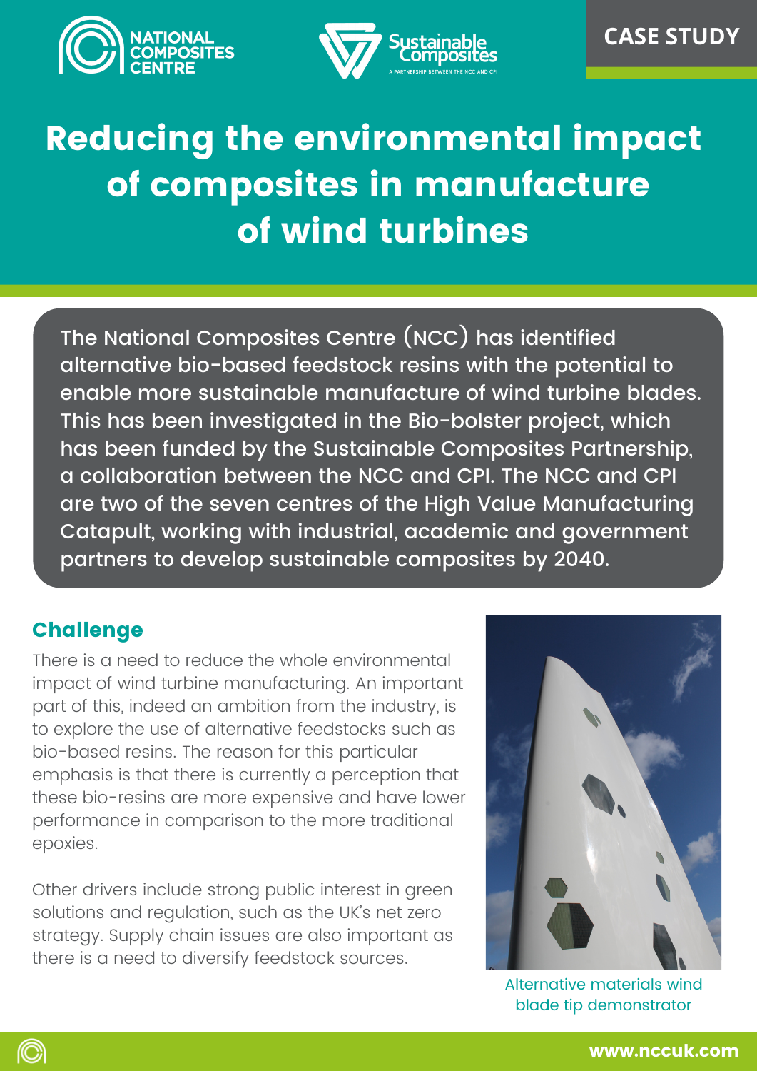CASE STUDY

# Reducing the environmental impact of composites in manufacture of wind turbines

The National Composites Centre (NCC) has identified alternative bio-based feedstock resins with the potential to enable more sustainable manufacture of wind turbine blades. This has been investigated in the Bio-bolster project, which has been funded by the Sustainable Composites Partnership, a collaboration between the NCC and CPI. The NCC and CPI are two of the seven centres of the High Value Manufacturing Catapult, working with industrial, academic and government partners to develop sustainable composites by 2040.

## Challenge

There is a need to reduce the whole environmental impact of wind turbine manufacturing. An important part of this, indeed an ambition from the industry, is to explore the use of alternative feedstocks such as bio-based resins. The reason for this particular emphasis is that there is currently a perception that these bio-resins are more expensive and have lower performance in comparison to the more traditional epoxies.

Other drivers include strong public interest in green solutions and regulation, such as the UK's net zero strategy. Supply chain issues are also important as there is a need to diversify feedstock sources.

Alternative materials wind blade tip demonstrator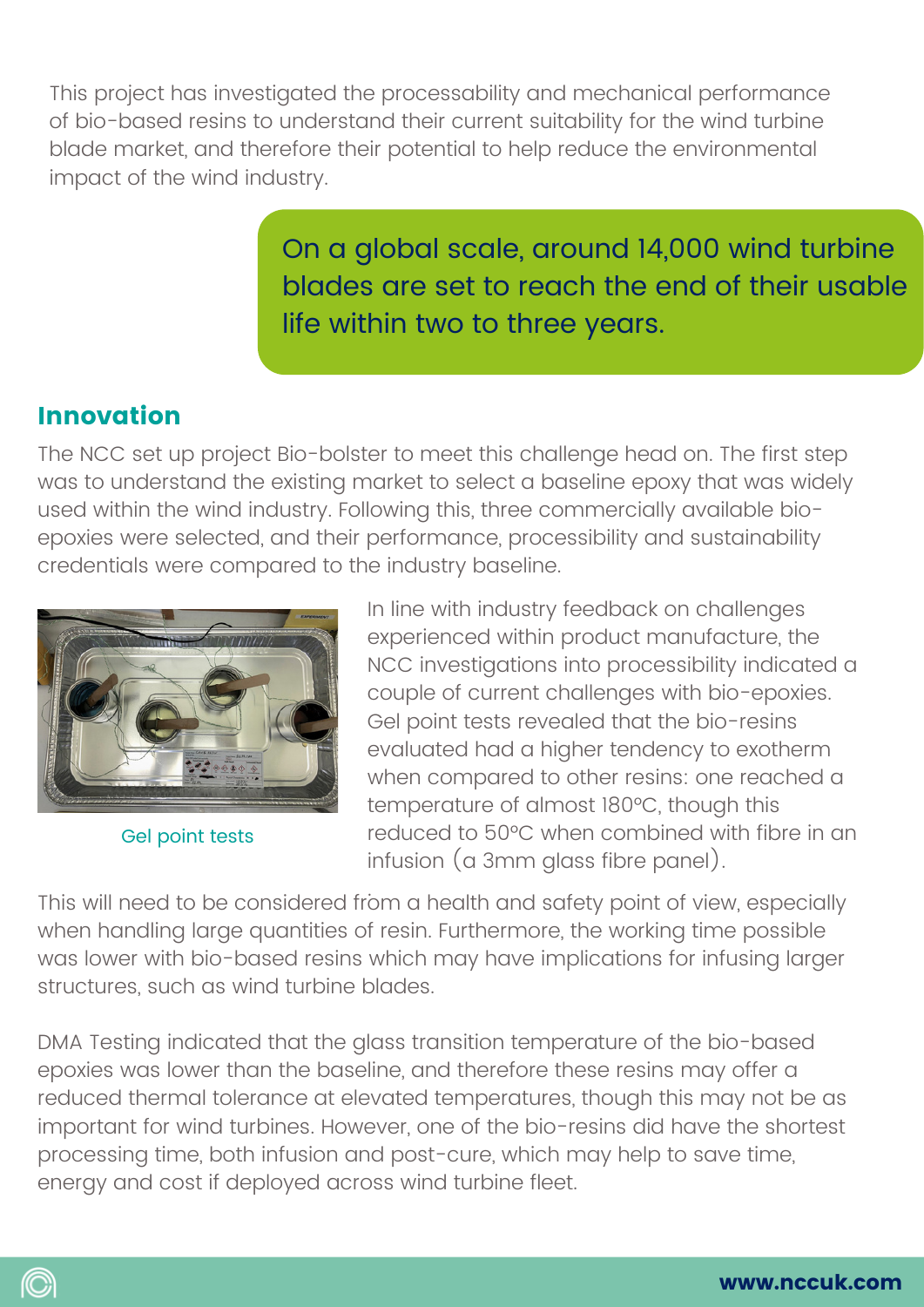This project has investigated the processability and mechanical performance of bio-based resins to understand their current suitability for the wind turbine blade market, and therefore their potential to help reduce the environmental impact of the wind industry.

> On a global scale, around 14,000 wind turbine blades are set to reach the end of their usable life within two to three years.

## Innovation

The NCC set up project Bio-bolster to meet this challenge head on. The first step was to understand the existing market to select a baseline epoxy that was widely used within the wind industry. Following this, three commercially available bio-epoxies were selected, and their performance, processibility and sustainability credentials were compared to the industry baseline.

Gel point tests

In line with industry feedback on challenges experienced within product manufacture, the NCC investigations into processibility indicated a couple of current challenges with bio-epoxies. Gel point tests revealed that the bio-resins evaluated had a higher tendency to exotherm when compared to other resins: one reached a temperature of almost 180°C, though this reduced to 50°C when combined with fibre in an infusion (a 3mm glass fibre panel).

This will need to be considered from a health and safety point of view, especially when handling large quantities of resin. Furthermore, the working time possible was lower with bio-based resins which may have implications for infusing larger structures, such as wind turbine blades.

DMA Testing indicated that the glass transition temperature of the bio-based epoxies was lower than the baseline, and therefore these resins may offer a reduced thermal tolerance at elevated temperatures, though this may not be as important for wind turbines. However, one of the bio-resins did have the shortest processing time, both infusion and post-cure, which may help to save time, energy and cost if deployed across wind turbine fleet.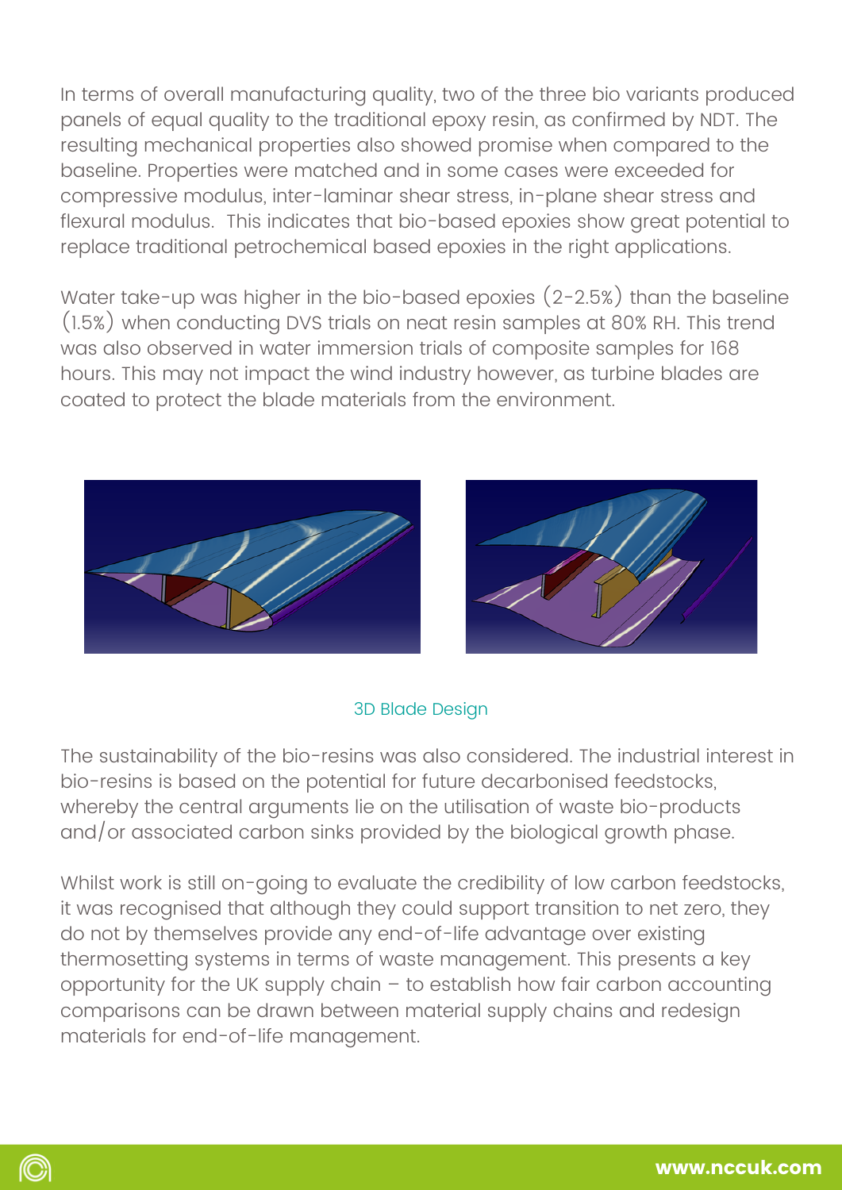In terms of overall manufacturing quality, two of the three bio variants produced panels of equal quality to the traditional epoxy resin, as confirmed by NDT. The resulting mechanical properties also showed promise when compared to the baseline. Properties were matched and in some cases were exceeded for compressive modulus, inter-laminar shear stress, in-plane shear stress and flexural modulus. This indicates that bio-based epoxies show great potential to replace traditional petrochemical based epoxies in the right applications.

Water take-up was higher in the bio-based epoxies (2-2.5%) than the baseline (1.5%) when conducting DVS trials on neat resin samples at 80% RH. This trend was also observed in water immersion trials of composite samples for 168 hours. This may not impact the wind industry however, as turbine blades are coated to protect the blade materials from the environment.

3D Blade Design

The sustainability of the bio-resins was also considered. The industrial interest in bio-resins is based on the potential for future decarbonised feedstocks, whereby the central arguments lie on the utilisation of waste bio-products and/or associated carbon sinks provided by the biological growth phase.

Whilst work is still on-going to evaluate the credibility of low carbon feedstocks, it was recognised that although they could support transition to net zero, they do not by themselves provide any end-of-life advantage over existing thermosetting systems in terms of waste management. This presents a key opportunity for the UK supply chain – to establish how fair carbon accounting comparisons can be drawn between material supply chains and redesign materials for end-of-life management.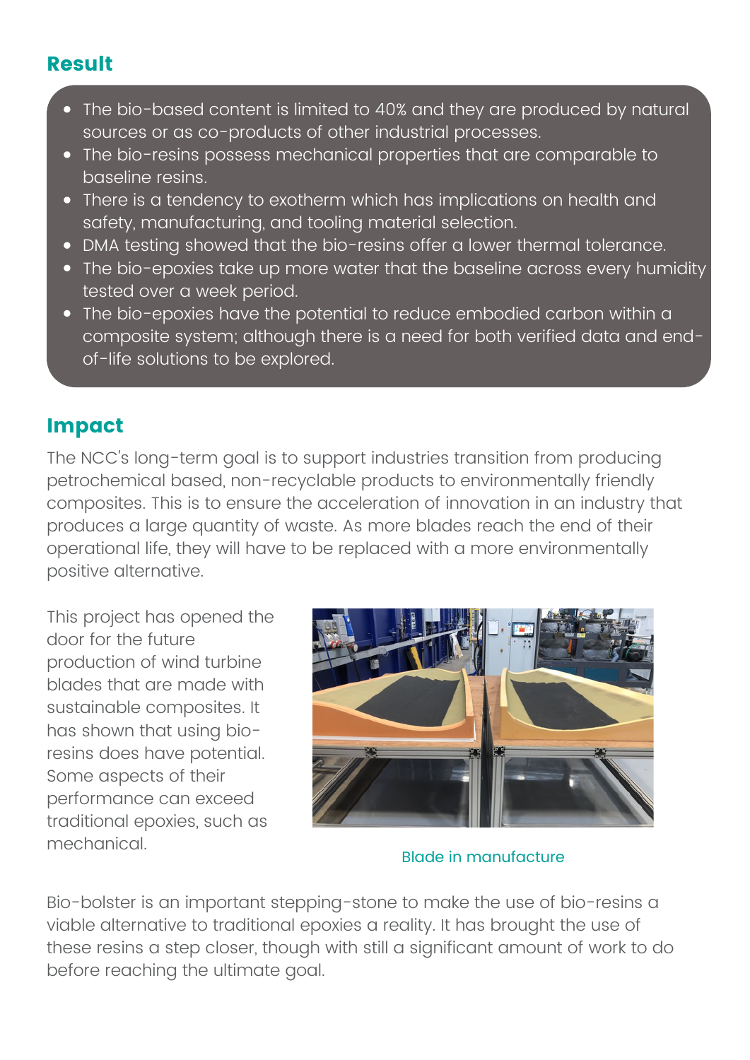## Result

- The bio-based content is limited to 40% and they are produced by natural sources or as co-products of other industrial processes.
- The bio-resins possess mechanical properties that are comparable to baseline resins.
- There is a tendency to exotherm which has implications on health and safety, manufacturing, and tooling material selection.
- DMA testing showed that the bio-resins offer a lower thermal tolerance.
- The bio-epoxies take up more water that the baseline across every humidity tested over a week period.
- The bio-epoxies have the potential to reduce embodied carbon within a composite system; although there is a need for both verified data and end-of-life solutions to be explored.

## Impact

The NCC's long-term goal is to support industries transition from producing petrochemical based, non-recyclable products to environmentally friendly composites. This is to ensure the acceleration of innovation in an industry that produces a large quantity of waste. As more blades reach the end of their operational life, they will have to be replaced with a more environmentally positive alternative.

This project has opened the door for the future production of wind turbine blades that are made with sustainable composites. It has shown that using bio-resins does have potential. Some aspects of their performance can exceed traditional epoxies, such as mechanical.

Blade in manufacture

Bio-bolster is an important stepping-stone to make the use of bio-resins a viable alternative to traditional epoxies a reality. It has brought the use of these resins a step closer, though with still a significant amount of work to do before reaching the ultimate goal.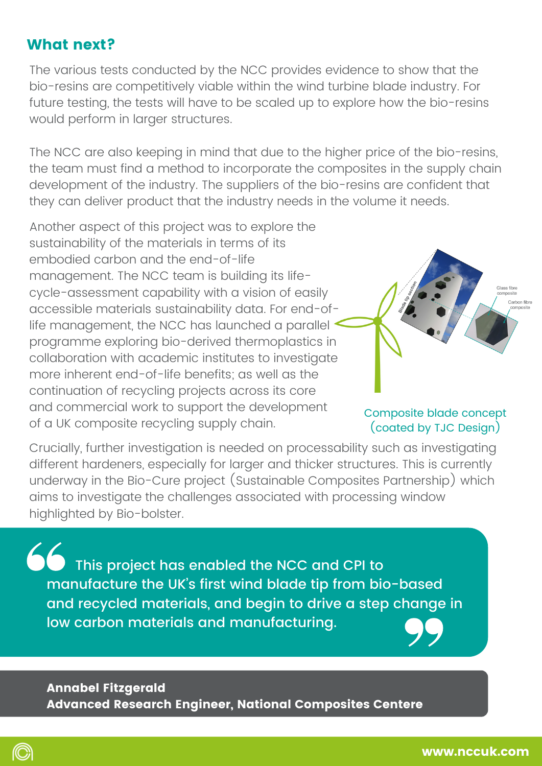## What next?

The various tests conducted by the NCC provides evidence to show that the bio-resins are competitively viable within the wind turbine blade industry. For future testing, the tests will have to be scaled up to explore how the bio-resins would perform in larger structures.

The NCC are also keeping in mind that due to the higher price of the bio-resins, the team must find a method to incorporate the composites in the supply chain development of the industry. The suppliers of the bio-resins are confident that they can deliver product that the industry needs in the volume it needs.

Another aspect of this project was to explore the sustainability of the materials in terms of its embodied carbon and the end-of-life management. The NCC team is building its life-cycle-assessment capability with a vision of easily accessible materials sustainability data. For end-of-life management, the NCC has launched a parallel programme exploring bio-derived thermoplastics in collaboration with academic institutes to investigate more inherent end-of-life benefits; as well as the continuation of recycling projects across its core and commercial work to support the development of a UK composite recycling supply chain.

Blade tip section

Glass fibre composite

Carbon fibre composite

Composite blade concept (coated by TJC Design)

Crucially, further investigation is needed on processability such as investigating different hardeners, especially for larger and thicker structures. This is currently underway in the Bio-Cure project (Sustainable Composites Partnership) which aims to investigate the challenges associated with processing window highlighted by Bio-bolster.

> "This project has enabled the NCC and CPI to manufacture the UK's first wind blade tip from bio-based and recycled materials, and begin to drive a step change in low carbon materials and manufacturing."

**Annabel Fitzgerald**
**Advanced Research Engineer, National Composites Centere**

www.nccuk.com